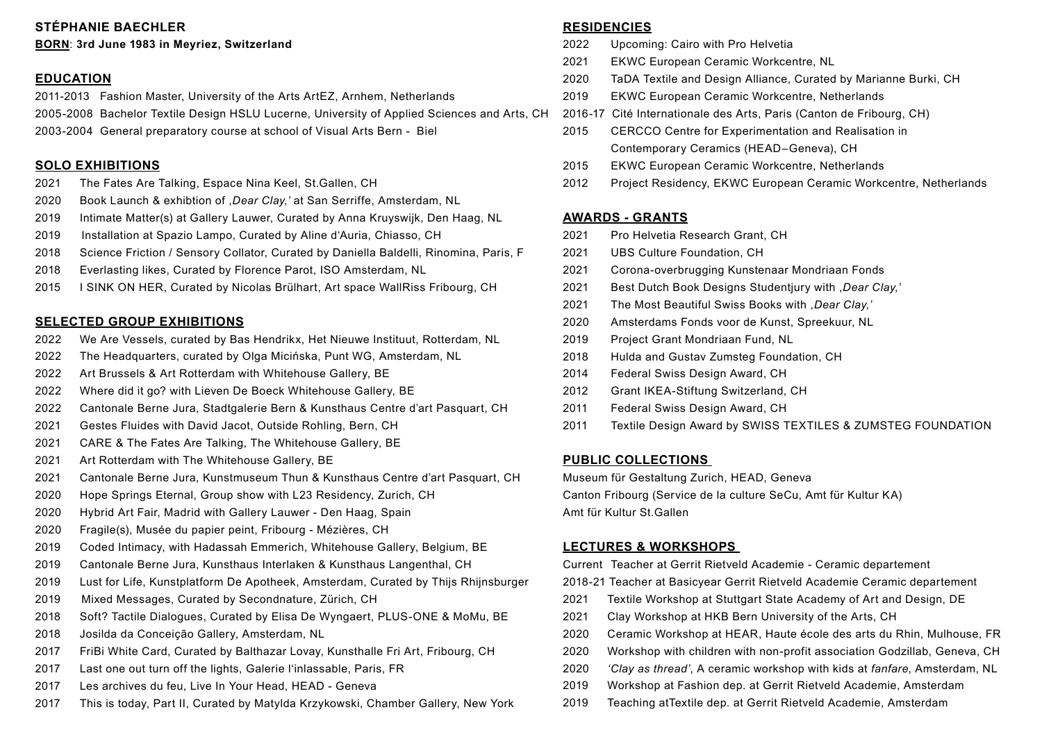**STÉPHANIE BAECHLER**

**BORN**: **3rd June 1983 in Meyriez, Switzerland**

## EDUCATION

2011-2013 Fashion Master, University of the Arts ArtEZ, Arnhem, Netherlands
2005-2008 Bachelor Textile Design HSLU Lucerne, University of Applied Sciences and Arts, CH
2003-2004 General preparatory course at school of Visual Arts Bern - Biel

## SOLO EXHIBITIONS

2021 The Fates Are Talking, Espace Nina Keel, St.Gallen, CH
2020 Book Launch & exhibtion of ‚*Dear Clay,'* at San Serriffe, Amsterdam, NL
2019 Intimate Matter(s) at Gallery Lauwer, Curated by Anna Kruyswijk, Den Haag, NL
2019 Installation at Spazio Lampo, Curated by Aline d'Auria, Chiasso, CH
2018 Science Friction / Sensory Collator, Curated by Daniella Baldelli, Rinomina, Paris, F
2018 Everlasting likes, Curated by Florence Parot, ISO Amsterdam, NL
2015 I SINK ON HER, Curated by Nicolas Brülhart, Art space WallRiss Fribourg, CH

## SELECTED GROUP EXHIBITIONS

2022 We Are Vessels, curated by Bas Hendrikx, Het Nieuwe Instituut, Rotterdam, NL
2022 The Headquarters, curated by Olga Micińska, Punt WG, Amsterdam, NL
2022 Art Brussels & Art Rotterdam with Whitehouse Gallery, BE
2022 Where did it go? with Lieven De Boeck Whitehouse Gallery, BE
2022 Cantonale Berne Jura, Stadtgalerie Bern & Kunsthaus Centre d'art Pasquart, CH
2021 Gestes Fluides with David Jacot, Outside Rohling, Bern, CH
2021 CARE & The Fates Are Talking, The Whitehouse Gallery, BE
2021 Art Rotterdam with The Whitehouse Gallery, BE
2021 Cantonale Berne Jura, Kunstmuseum Thun & Kunsthaus Centre d'art Pasquart, CH
2020 Hope Springs Eternal, Group show with L23 Residency, Zurich, CH
2020 Hybrid Art Fair, Madrid with Gallery Lauwer - Den Haag, Spain
2020 Fragile(s), Musée du papier peint, Fribourg - Mézières, CH
2019 Coded Intimacy, with Hadassah Emmerich, Whitehouse Gallery, Belgium, BE
2019 Cantonale Berne Jura, Kunsthaus Interlaken & Kunsthaus Langenthal, CH
2019 Lust for Life, Kunstplatform De Apotheek, Amsterdam, Curated by Thijs Rhijnsburger
2019 Mixed Messages, Curated by Secondnature, Zürich, CH
2018 Soft? Tactile Dialogues, Curated by Elisa De Wyngaert, PLUS-ONE & MoMu, BE
2018 Josilda da Conceição Gallery, Amsterdam, NL
2017 FriBi White Card, Curated by Balthazar Lovay, Kunsthalle Fri Art, Fribourg, CH
2017 Last one out turn off the lights, Galerie l'inlassable, Paris, FR
2017 Les archives du feu, Live In Your Head, HEAD - Geneva
2017 This is today, Part II, Curated by Matylda Krzykowski, Chamber Gallery, New York

## RESIDENCIES

2022 Upcoming: Cairo with Pro Helvetia
2021 EKWC European Ceramic Workcentre, NL
2020 TaDA Textile and Design Alliance, Curated by Marianne Burki, CH
2019 EKWC European Ceramic Workcentre, Netherlands
2016-17 Cité Internationale des Arts, Paris (Canton de Fribourg, CH)
2015 CERCCO Centre for Experimentation and Realisation in Contemporary Ceramics (HEAD–Geneva), CH
2015 EKWC European Ceramic Workcentre, Netherlands
2012 Project Residency, EKWC European Ceramic Workcentre, Netherlands

## AWARDS - GRANTS

2021 Pro Helvetia Research Grant, CH
2021 UBS Culture Foundation, CH
2021 Corona-overbrugging Kunstenaar Mondriaan Fonds
2021 Best Dutch Book Designs Studentjury with ‚*Dear Clay,'*
2021 The Most Beautiful Swiss Books with ‚*Dear Clay,'*
2020 Amsterdams Fonds voor de Kunst, Spreekuur, NL
2019 Project Grant Mondriaan Fund, NL
2018 Hulda and Gustav Zumsteg Foundation, CH
2014 Federal Swiss Design Award, CH
2012 Grant IKEA-Stiftung Switzerland, CH
2011 Federal Swiss Design Award, CH
2011 Textile Design Award by SWISS TEXTILES & ZUMSTEG FOUNDATION

## PUBLIC COLLECTIONS

Museum für Gestaltung Zurich, HEAD, Geneva
Canton Fribourg (Service de la culture SeCu, Amt für Kultur KA)
Amt für Kultur St.Gallen

## LECTURES & WORKSHOPS

Current Teacher at Gerrit Rietveld Academie - Ceramic departement
2018-21 Teacher at Basicyear Gerrit Rietveld Academie Ceramic departement
2021 Textile Workshop at Stuttgart State Academy of Art and Design, DE
2021 Clay Workshop at HKB Bern University of the Arts, CH
2020 Ceramic Workshop at HEAR, Haute école des arts du Rhin, Mulhouse, FR
2020 Workshop with children with non-profit association Godzillab, Geneva, CH
2020 *'Clay as thread'*, A ceramic workshop with kids at *fanfare*, Amsterdam, NL
2019 Workshop at Fashion dep. at Gerrit Rietveld Academie, Amsterdam
2019 Teaching atTextile dep. at Gerrit Rietveld Academie, Amsterdam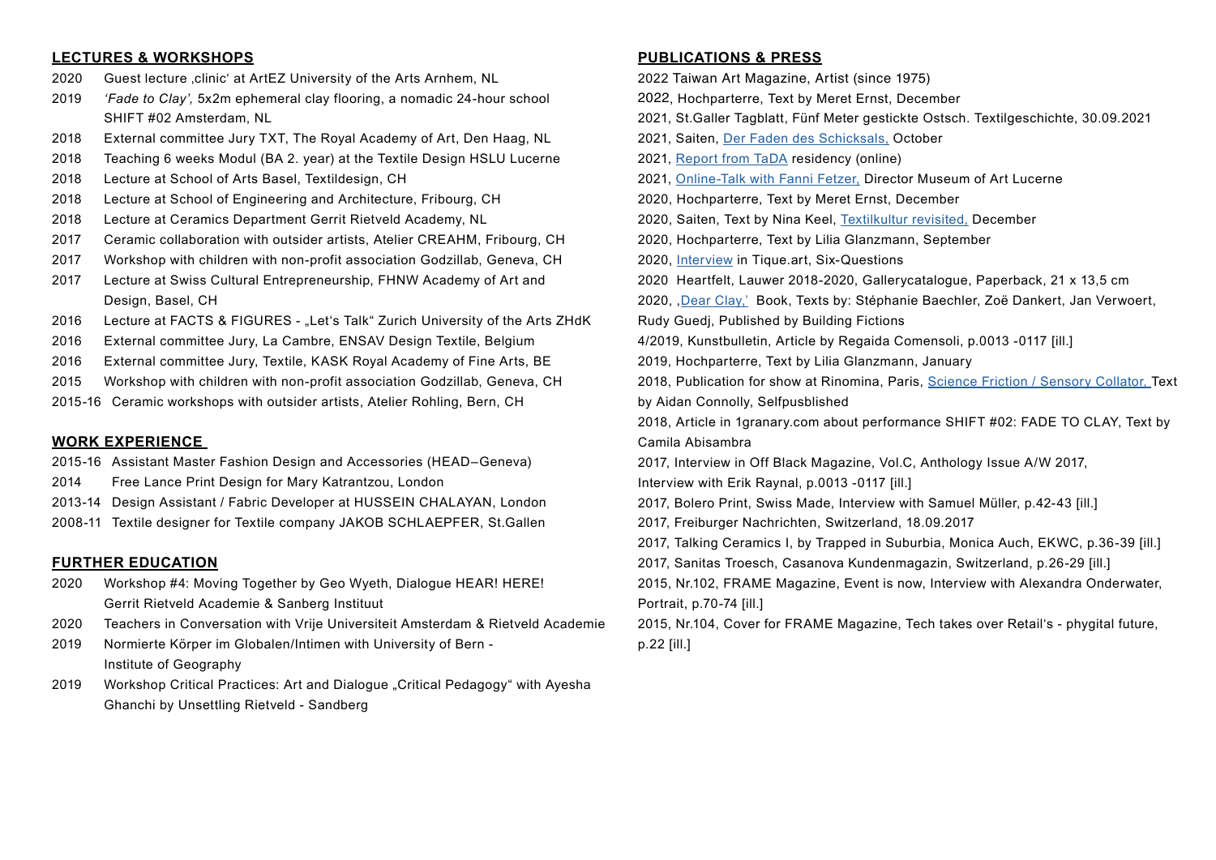## LECTURES & WORKSHOPS

- 2020 Guest lecture ‚clinic' at ArtEZ University of the Arts Arnhem, NL
- 2019 *'Fade to Clay',* 5x2m ephemeral clay flooring, a nomadic 24-hour school SHIFT #02 Amsterdam, NL
- 2018 External committee Jury TXT, The Royal Academy of Art, Den Haag, NL
- 2018 Teaching 6 weeks Modul (BA 2. year) at the Textile Design HSLU Lucerne
- 2018 Lecture at School of Arts Basel, Textildesign, CH
- 2018 Lecture at School of Engineering and Architecture, Fribourg, CH
- 2018 Lecture at Ceramics Department Gerrit Rietveld Academy, NL
- 2017 Ceramic collaboration with outsider artists, Atelier CREAHM, Fribourg, CH
- 2017 Workshop with children with non-profit association Godzillab, Geneva, CH
- 2017 Lecture at Swiss Cultural Entrepreneurship, FHNW Academy of Art and Design, Basel, CH
- 2016 Lecture at FACTS & FIGURES - „Let's Talk" Zurich University of the Arts ZHdK
- 2016 External committee Jury, La Cambre, ENSAV Design Textile, Belgium
- 2016 External committee Jury, Textile, KASK Royal Academy of Fine Arts, BE
- 2015 Workshop with children with non-profit association Godzillab, Geneva, CH
- 2015-16 Ceramic workshops with outsider artists, Atelier Rohling, Bern, CH

## WORK EXPERIENCE

- 2015-16 Assistant Master Fashion Design and Accessories (HEAD–Geneva)
- 2014 Free Lance Print Design for Mary Katrantzou, London
- 2013-14 Design Assistant / Fabric Developer at HUSSEIN CHALAYAN, London
- 2008-11 Textile designer for Textile company JAKOB SCHLAEPFER, St.Gallen

## FURTHER EDUCATION

- 2020 Workshop #4: Moving Together by Geo Wyeth, Dialogue HEAR! HERE! Gerrit Rietveld Academie & Sanberg Instituut
- 2020 Teachers in Conversation with Vrije Universiteit Amsterdam & Rietveld Academie
- 2019 Normierte Körper im Globalen/Intimen with University of Bern - Institute of Geography
- 2019 Workshop Critical Practices: Art and Dialogue „Critical Pedagogy" with Ayesha Ghanchi by Unsettling Rietveld - Sandberg

## PUBLICATIONS & PRESS

- 2022 Taiwan Art Magazine, Artist (since 1975)
- 2022, Hochparterre, Text by Meret Ernst, December
- 2021, St.Galler Tagblatt, Fünf Meter gestickte Ostsch. Textilgeschichte, 30.09.2021
- 2021, Saiten, Der Faden des Schicksals, October
- 2021, Report from TaDA residency (online)
- 2021, Online-Talk with Fanni Fetzer, Director Museum of Art Lucerne
- 2020, Hochparterre, Text by Meret Ernst, December
- 2020, Saiten, Text by Nina Keel, Textilkultur revisited, December
- 2020, Hochparterre, Text by Lilia Glanzmann, September
- 2020, Interview in Tique.art, Six-Questions
- 2020 Heartfelt, Lauwer 2018-2020, Gallerycatalogue, Paperback, 21 x 13,5 cm
- 2020, ‚Dear Clay,' Book, Texts by: Stéphanie Baechler, Zoë Dankert, Jan Verwoert, Rudy Guedj, Published by Building Fictions
- 4/2019, Kunstbulletin, Article by Regaida Comensoli, p.0013 -0117 [ill.]
- 2019, Hochparterre, Text by Lilia Glanzmann, January
- 2018, Publication for show at Rinomina, Paris, Science Friction / Sensory Collator, Text by Aidan Connolly, Selfpusblished
- 2018, Article in 1granary.com about performance SHIFT #02: FADE TO CLAY, Text by Camila Abisambra
- 2017, Interview in Off Black Magazine, Vol.C, Anthology Issue A/W 2017, Interview with Erik Raynal, p.0013 -0117 [ill.]
- 2017, Bolero Print, Swiss Made, Interview with Samuel Müller, p.42-43 [ill.]
- 2017, Freiburger Nachrichten, Switzerland, 18.09.2017
- 2017, Talking Ceramics I, by Trapped in Suburbia, Monica Auch, EKWC, p.36-39 [ill.]
- 2017, Sanitas Troesch, Casanova Kundenmagazin, Switzerland, p.26-29 [ill.]
- 2015, Nr.102, FRAME Magazine, Event is now, Interview with Alexandra Onderwater, Portrait, p.70-74 [ill.]
- 2015, Nr.104, Cover for FRAME Magazine, Tech takes over Retail's - phygital future, p.22 [ill.]